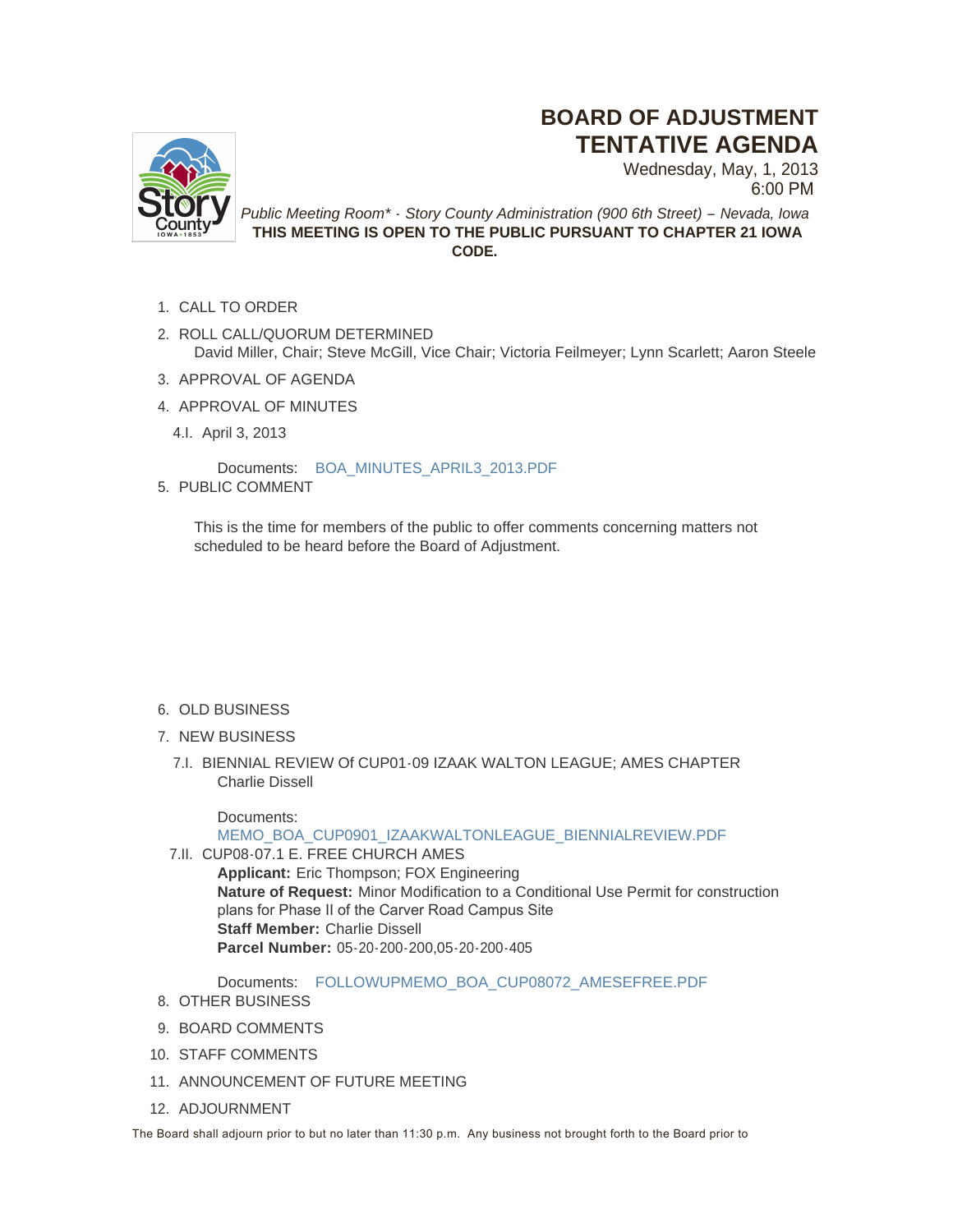# BOARD OF ADJUSTMENT TENTATIVE AGENDA

Wednesday, May, 1, 2013
6:00 PM

*Public Meeting Room\* - Story County Administration (900 6th Street) – Nevada, Iowa*

**THIS MEETING IS OPEN TO THE PUBLIC PURSUANT TO CHAPTER 21 IOWA CODE.**

1. CALL TO ORDER
2. ROLL CALL/QUORUM DETERMINED
   David Miller, Chair; Steve McGill, Vice Chair; Victoria Feilmeyer; Lynn Scarlett; Aaron Steele
3. APPROVAL OF AGENDA
4. APPROVAL OF MINUTES

   4.I. April 3, 2013

   Documents: BOA_MINUTES_APRIL3_2013.PDF
5. PUBLIC COMMENT

   This is the time for members of the public to offer comments concerning matters not scheduled to be heard before the Board of Adjustment.
6. OLD BUSINESS
7. NEW BUSINESS

   7.I. BIENNIAL REVIEW Of CUP01-09 IZAAK WALTON LEAGUE; AMES CHAPTER
   Charlie Dissell

   Documents:
   MEMO_BOA_CUP0901_IZAAKWALTONLEAGUE_BIENNIALREVIEW.PDF

   7.II. CUP08-07.1 E. FREE CHURCH AMES
   **Applicant:** Eric Thompson; FOX Engineering
   **Nature of Request:** Minor Modification to a Conditional Use Permit for construction plans for Phase II of the Carver Road Campus Site
   **Staff Member:** Charlie Dissell
   **Parcel Number:** 05-20-200-200,05-20-200-405

   Documents: FOLLOWUPMEMO_BOA_CUP08072_AMESEFREE.PDF
8. OTHER BUSINESS
9. BOARD COMMENTS
10. STAFF COMMENTS
11. ANNOUNCEMENT OF FUTURE MEETING
12. ADJOURNMENT

The Board shall adjourn prior to but no later than 11:30 p.m. Any business not brought forth to the Board prior to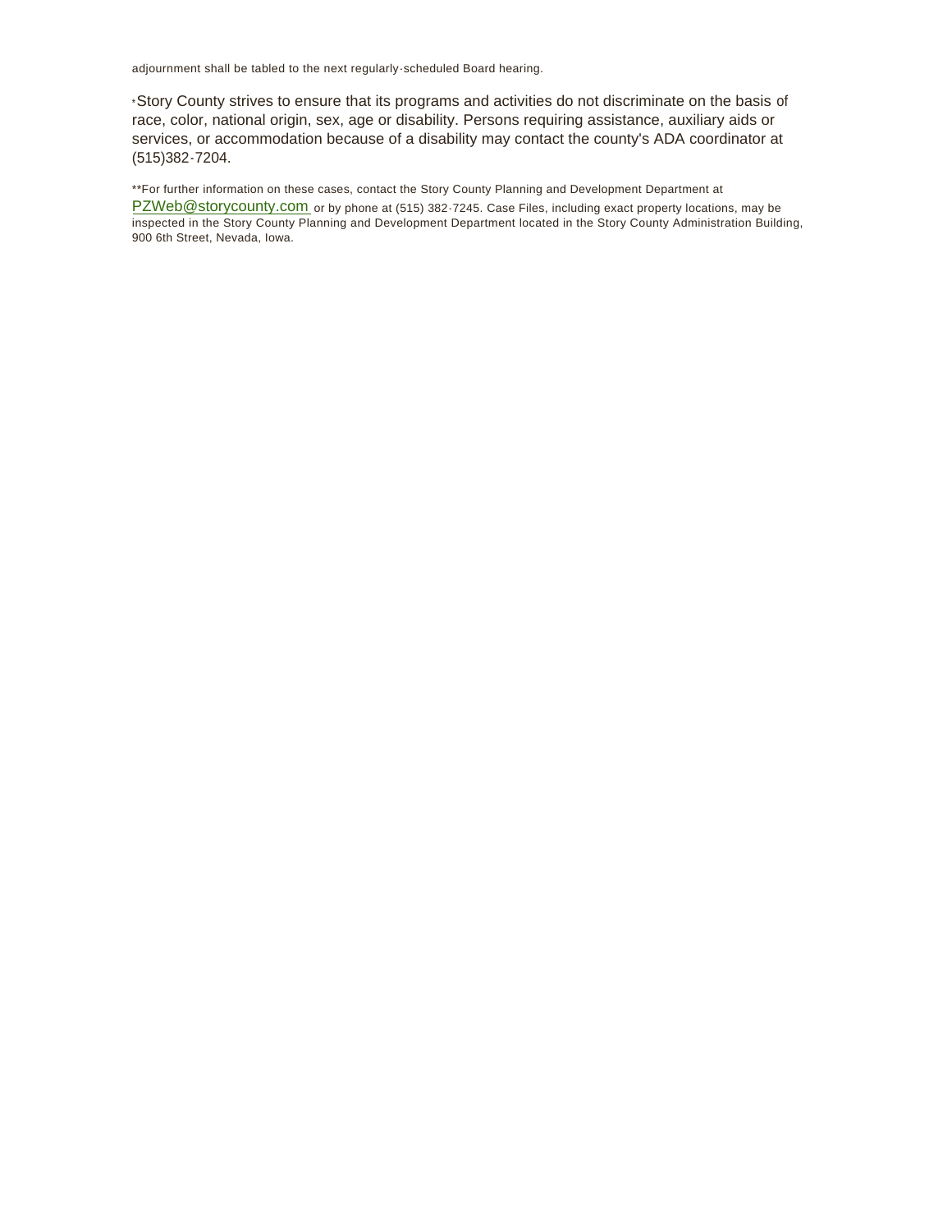adjournment shall be tabled to the next regularly-scheduled Board hearing.

*Story County strives to ensure that its programs and activities do not discriminate on the basis of race, color, national origin, sex, age or disability. Persons requiring assistance, auxiliary aids or services, or accommodation because of a disability may contact the county's ADA coordinator at (515)382-7204.

**For further information on these cases, contact the Story County Planning and Development Department at PZWeb@storycounty.com or by phone at (515) 382-7245. Case Files, including exact property locations, may be inspected in the Story County Planning and Development Department located in the Story County Administration Building, 900 6th Street, Nevada, Iowa.